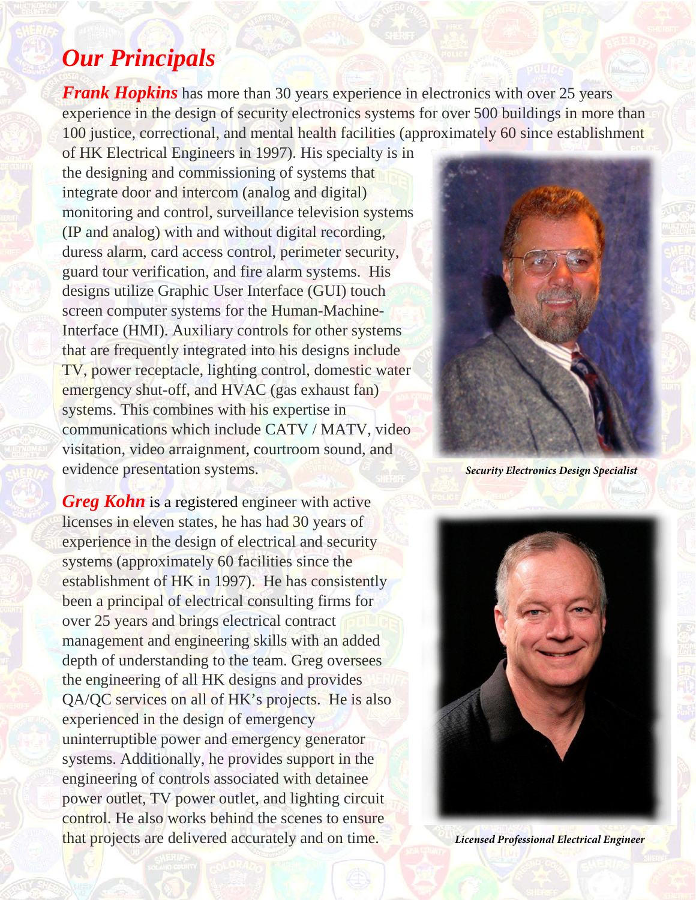# *Our Principals*

***Frank Hopkins*** has more than 30 years experience in electronics with over 25 years experience in the design of security electronics systems for over 500 buildings in more than 100 justice, correctional, and mental health facilities (approximately 60 since establishment of HK Electrical Engineers in 1997). His specialty is in the designing and commissioning of systems that integrate door and intercom (analog and digital) monitoring and control, surveillance television systems (IP and analog) with and without digital recording, duress alarm, card access control, perimeter security, guard tour verification, and fire alarm systems. His designs utilize Graphic User Interface (GUI) touch screen computer systems for the Human-Machine-Interface (HMI). Auxiliary controls for other systems that are frequently integrated into his designs include TV, power receptacle, lighting control, domestic water emergency shut-off, and HVAC (gas exhaust fan) systems. This combines with his expertise in communications which include CATV / MATV, video visitation, video arraignment, courtroom sound, and evidence presentation systems.

***Security Electronics Design Specialist***

***Greg Kohn*** is a registered engineer with active licenses in eleven states, he has had 30 years of experience in the design of electrical and security systems (approximately 60 facilities since the establishment of HK in 1997). He has consistently been a principal of electrical consulting firms for over 25 years and brings electrical contract management and engineering skills with an added depth of understanding to the team. Greg oversees the engineering of all HK designs and provides QA/QC services on all of HK's projects. He is also experienced in the design of emergency uninterruptible power and emergency generator systems. Additionally, he provides support in the engineering of controls associated with detainee power outlet, TV power outlet, and lighting circuit control. He also works behind the scenes to ensure that projects are delivered accurately and on time.

***Licensed Professional Electrical Engineer***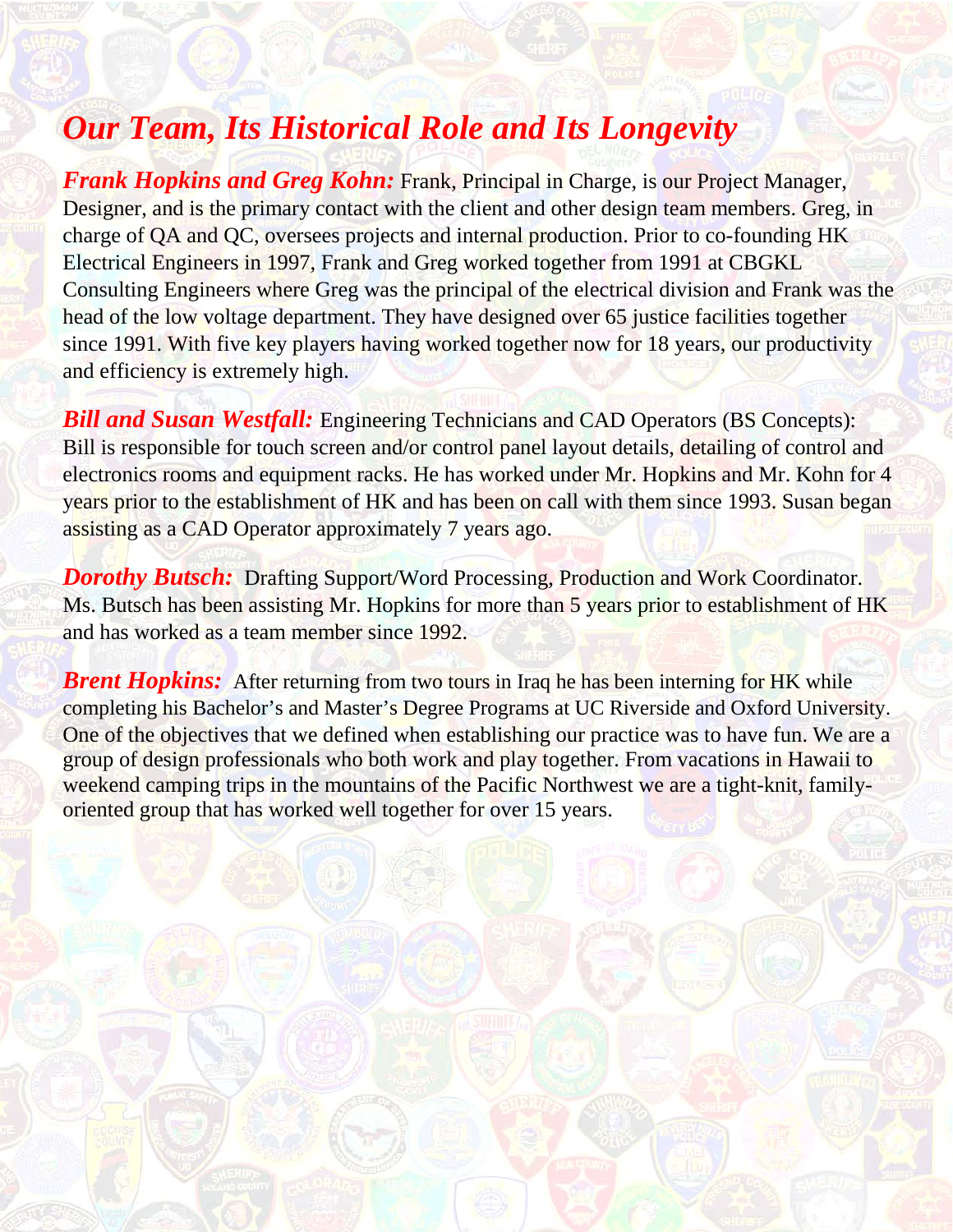# *Our Team, Its Historical Role and Its Longevity*

***Frank Hopkins and Greg Kohn:*** Frank, Principal in Charge, is our Project Manager, Designer, and is the primary contact with the client and other design team members. Greg, in charge of QA and QC, oversees projects and internal production. Prior to co-founding HK Electrical Engineers in 1997, Frank and Greg worked together from 1991 at CBGKL Consulting Engineers where Greg was the principal of the electrical division and Frank was the head of the low voltage department. They have designed over 65 justice facilities together since 1991. With five key players having worked together now for 18 years, our productivity and efficiency is extremely high.

***Bill and Susan Westfall:*** Engineering Technicians and CAD Operators (BS Concepts): Bill is responsible for touch screen and/or control panel layout details, detailing of control and electronics rooms and equipment racks. He has worked under Mr. Hopkins and Mr. Kohn for 4 years prior to the establishment of HK and has been on call with them since 1993. Susan began assisting as a CAD Operator approximately 7 years ago.

***Dorothy Butsch:*** Drafting Support/Word Processing, Production and Work Coordinator. Ms. Butsch has been assisting Mr. Hopkins for more than 5 years prior to establishment of HK and has worked as a team member since 1992.

***Brent Hopkins:*** After returning from two tours in Iraq he has been interning for HK while completing his Bachelor's and Master's Degree Programs at UC Riverside and Oxford University. One of the objectives that we defined when establishing our practice was to have fun. We are a group of design professionals who both work and play together. From vacations in Hawaii to weekend camping trips in the mountains of the Pacific Northwest we are a tight-knit, family-oriented group that has worked well together for over 15 years.